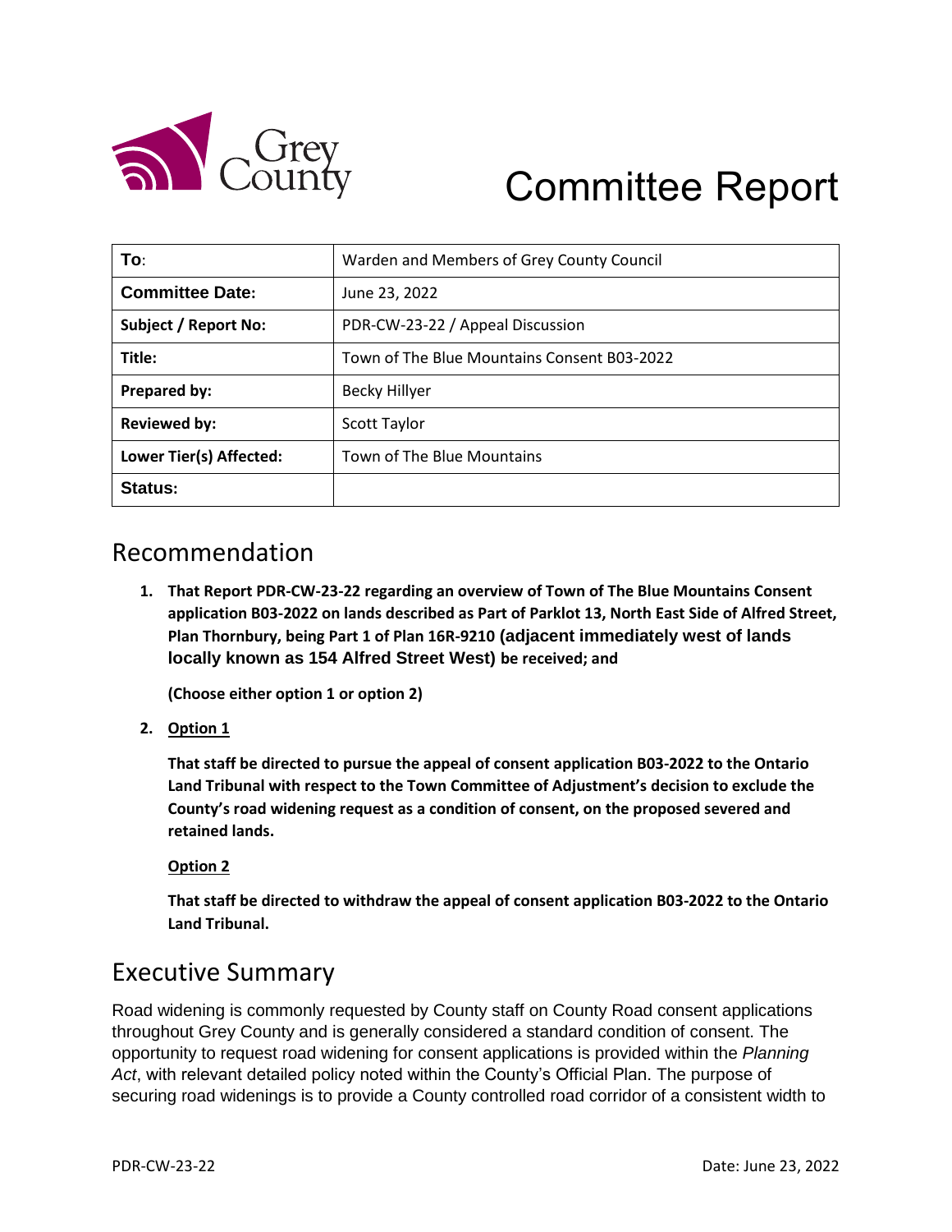# Committee Report

| To: | Warden and Members of Grey County Council |
|---|---|
| **Committee Date:** | June 23, 2022 |
| **Subject / Report No:** | PDR-CW-23-22 / Appeal Discussion |
| **Title:** | Town of The Blue Mountains Consent B03-2022 |
| **Prepared by:** | Becky Hillyer |
| **Reviewed by:** | Scott Taylor |
| **Lower Tier(s) Affected:** | Town of The Blue Mountains |
| **Status:** | |

## Recommendation

1. **That Report PDR-CW-23-22 regarding an overview of Town of The Blue Mountains Consent application B03-2022 on lands described as Part of Parklot 13, North East Side of Alfred Street, Plan Thornbury, being Part 1 of Plan 16R-9210 (adjacent immediately west of lands locally known as 154 Alfred Street West) be received; and**

   **(Choose either option 1 or option 2)**

2. **Option 1**

   **That staff be directed to pursue the appeal of consent application B03-2022 to the Ontario Land Tribunal with respect to the Town Committee of Adjustment's decision to exclude the County's road widening request as a condition of consent, on the proposed severed and retained lands.**

   **Option 2**

   **That staff be directed to withdraw the appeal of consent application B03-2022 to the Ontario Land Tribunal.**

## Executive Summary

Road widening is commonly requested by County staff on County Road consent applications throughout Grey County and is generally considered a standard condition of consent. The opportunity to request road widening for consent applications is provided within the *Planning Act*, with relevant detailed policy noted within the County's Official Plan. The purpose of securing road widenings is to provide a County controlled road corridor of a consistent width to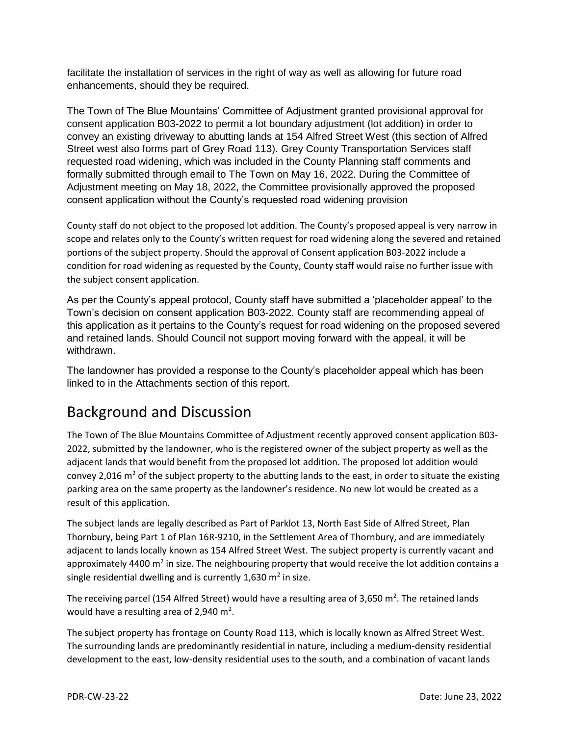facilitate the installation of services in the right of way as well as allowing for future road enhancements, should they be required.

The Town of The Blue Mountains' Committee of Adjustment granted provisional approval for consent application B03-2022 to permit a lot boundary adjustment (lot addition) in order to convey an existing driveway to abutting lands at 154 Alfred Street West (this section of Alfred Street west also forms part of Grey Road 113). Grey County Transportation Services staff requested road widening, which was included in the County Planning staff comments and formally submitted through email to The Town on May 16, 2022. During the Committee of Adjustment meeting on May 18, 2022, the Committee provisionally approved the proposed consent application without the County's requested road widening provision

County staff do not object to the proposed lot addition. The County's proposed appeal is very narrow in scope and relates only to the County's written request for road widening along the severed and retained portions of the subject property. Should the approval of Consent application B03-2022 include a condition for road widening as requested by the County, County staff would raise no further issue with the subject consent application.

As per the County's appeal protocol, County staff have submitted a 'placeholder appeal' to the Town's decision on consent application B03-2022. County staff are recommending appeal of this application as it pertains to the County's request for road widening on the proposed severed and retained lands. Should Council not support moving forward with the appeal, it will be withdrawn.

The landowner has provided a response to the County's placeholder appeal which has been linked to in the Attachments section of this report.

## Background and Discussion

The Town of The Blue Mountains Committee of Adjustment recently approved consent application B03-2022, submitted by the landowner, who is the registered owner of the subject property as well as the adjacent lands that would benefit from the proposed lot addition. The proposed lot addition would convey 2,016 m$^2$ of the subject property to the abutting lands to the east, in order to situate the existing parking area on the same property as the landowner's residence. No new lot would be created as a result of this application.

The subject lands are legally described as Part of Parklot 13, North East Side of Alfred Street, Plan Thornbury, being Part 1 of Plan 16R-9210, in the Settlement Area of Thornbury, and are immediately adjacent to lands locally known as 154 Alfred Street West. The subject property is currently vacant and approximately 4400 m$^2$ in size. The neighbouring property that would receive the lot addition contains a single residential dwelling and is currently 1,630 m$^2$ in size.

The receiving parcel (154 Alfred Street) would have a resulting area of 3,650 m$^2$. The retained lands would have a resulting area of 2,940 m$^2$.

The subject property has frontage on County Road 113, which is locally known as Alfred Street West. The surrounding lands are predominantly residential in nature, including a medium-density residential development to the east, low-density residential uses to the south, and a combination of vacant lands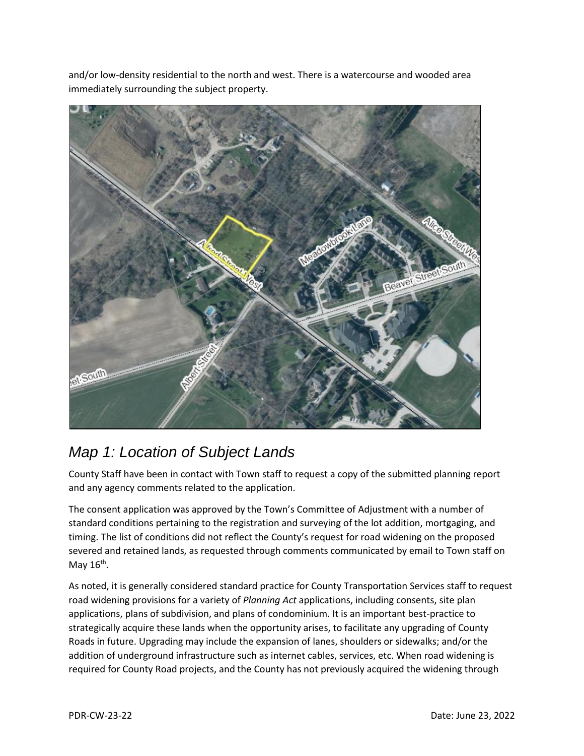and/or low-density residential to the north and west. There is a watercourse and wooded area immediately surrounding the subject property.

## *Map 1: Location of Subject Lands*

County Staff have been in contact with Town staff to request a copy of the submitted planning report and any agency comments related to the application.

The consent application was approved by the Town's Committee of Adjustment with a number of standard conditions pertaining to the registration and surveying of the lot addition, mortgaging, and timing. The list of conditions did not reflect the County's request for road widening on the proposed severed and retained lands, as requested through comments communicated by email to Town staff on May 16th.

As noted, it is generally considered standard practice for County Transportation Services staff to request road widening provisions for a variety of *Planning Act* applications, including consents, site plan applications, plans of subdivision, and plans of condominium. It is an important best-practice to strategically acquire these lands when the opportunity arises, to facilitate any upgrading of County Roads in future. Upgrading may include the expansion of lanes, shoulders or sidewalks; and/or the addition of underground infrastructure such as internet cables, services, etc. When road widening is required for County Road projects, and the County has not previously acquired the widening through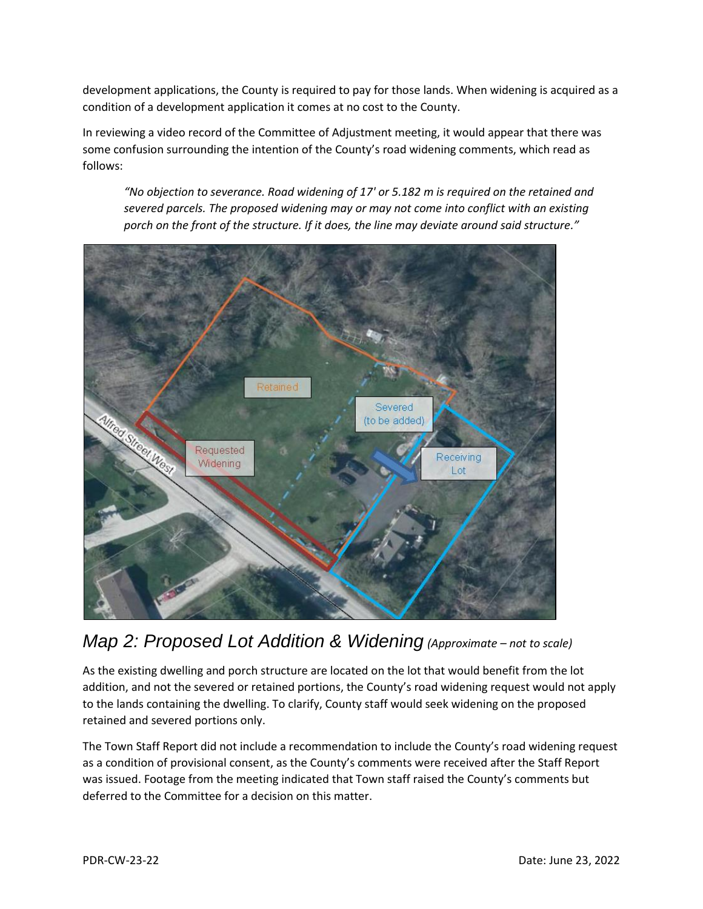development applications, the County is required to pay for those lands. When widening is acquired as a condition of a development application it comes at no cost to the County.

In reviewing a video record of the Committee of Adjustment meeting, it would appear that there was some confusion surrounding the intention of the County's road widening comments, which read as follows:

> *"No objection to severance. Road widening of 17' or 5.182 m is required on the retained and severed parcels. The proposed widening may or may not come into conflict with an existing porch on the front of the structure. If it does, the line may deviate around said structure."*

## Map 2: Proposed Lot Addition & Widening *(Approximate – not to scale)*

As the existing dwelling and porch structure are located on the lot that would benefit from the lot addition, and not the severed or retained portions, the County's road widening request would not apply to the lands containing the dwelling. To clarify, County staff would seek widening on the proposed retained and severed portions only.

The Town Staff Report did not include a recommendation to include the County's road widening request as a condition of provisional consent, as the County's comments were received after the Staff Report was issued. Footage from the meeting indicated that Town staff raised the County's comments but deferred to the Committee for a decision on this matter.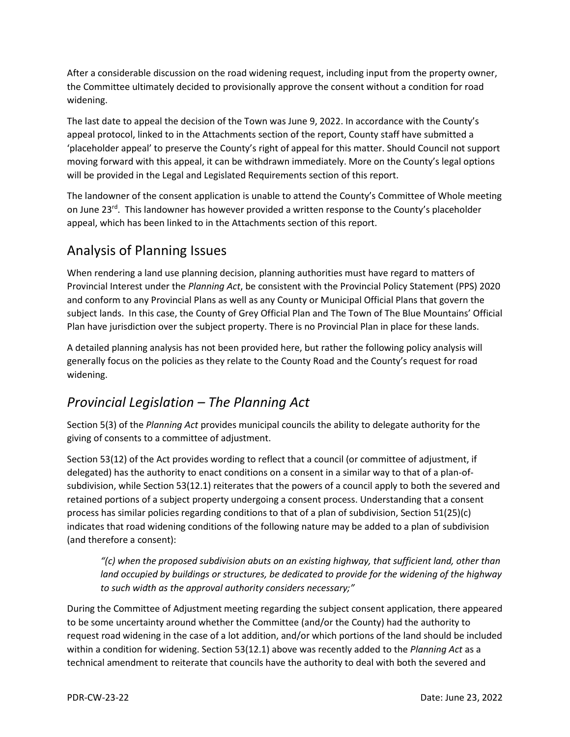After a considerable discussion on the road widening request, including input from the property owner, the Committee ultimately decided to provisionally approve the consent without a condition for road widening.

The last date to appeal the decision of the Town was June 9, 2022. In accordance with the County's appeal protocol, linked to in the Attachments section of the report, County staff have submitted a 'placeholder appeal' to preserve the County's right of appeal for this matter. Should Council not support moving forward with this appeal, it can be withdrawn immediately. More on the County's legal options will be provided in the Legal and Legislated Requirements section of this report.

The landowner of the consent application is unable to attend the County's Committee of Whole meeting on June 23rd. This landowner has however provided a written response to the County's placeholder appeal, which has been linked to in the Attachments section of this report.

## Analysis of Planning Issues

When rendering a land use planning decision, planning authorities must have regard to matters of Provincial Interest under the *Planning Act*, be consistent with the Provincial Policy Statement (PPS) 2020 and conform to any Provincial Plans as well as any County or Municipal Official Plans that govern the subject lands. In this case, the County of Grey Official Plan and The Town of The Blue Mountains' Official Plan have jurisdiction over the subject property. There is no Provincial Plan in place for these lands.

A detailed planning analysis has not been provided here, but rather the following policy analysis will generally focus on the policies as they relate to the County Road and the County's request for road widening.

## *Provincial Legislation – The Planning Act*

Section 5(3) of the *Planning Act* provides municipal councils the ability to delegate authority for the giving of consents to a committee of adjustment.

Section 53(12) of the Act provides wording to reflect that a council (or committee of adjustment, if delegated) has the authority to enact conditions on a consent in a similar way to that of a plan-of-subdivision, while Section 53(12.1) reiterates that the powers of a council apply to both the severed and retained portions of a subject property undergoing a consent process. Understanding that a consent process has similar policies regarding conditions to that of a plan of subdivision, Section 51(25)(c) indicates that road widening conditions of the following nature may be added to a plan of subdivision (and therefore a consent):

> *"(c) when the proposed subdivision abuts on an existing highway, that sufficient land, other than land occupied by buildings or structures, be dedicated to provide for the widening of the highway to such width as the approval authority considers necessary;"*

During the Committee of Adjustment meeting regarding the subject consent application, there appeared to be some uncertainty around whether the Committee (and/or the County) had the authority to request road widening in the case of a lot addition, and/or which portions of the land should be included within a condition for widening. Section 53(12.1) above was recently added to the *Planning Act* as a technical amendment to reiterate that councils have the authority to deal with both the severed and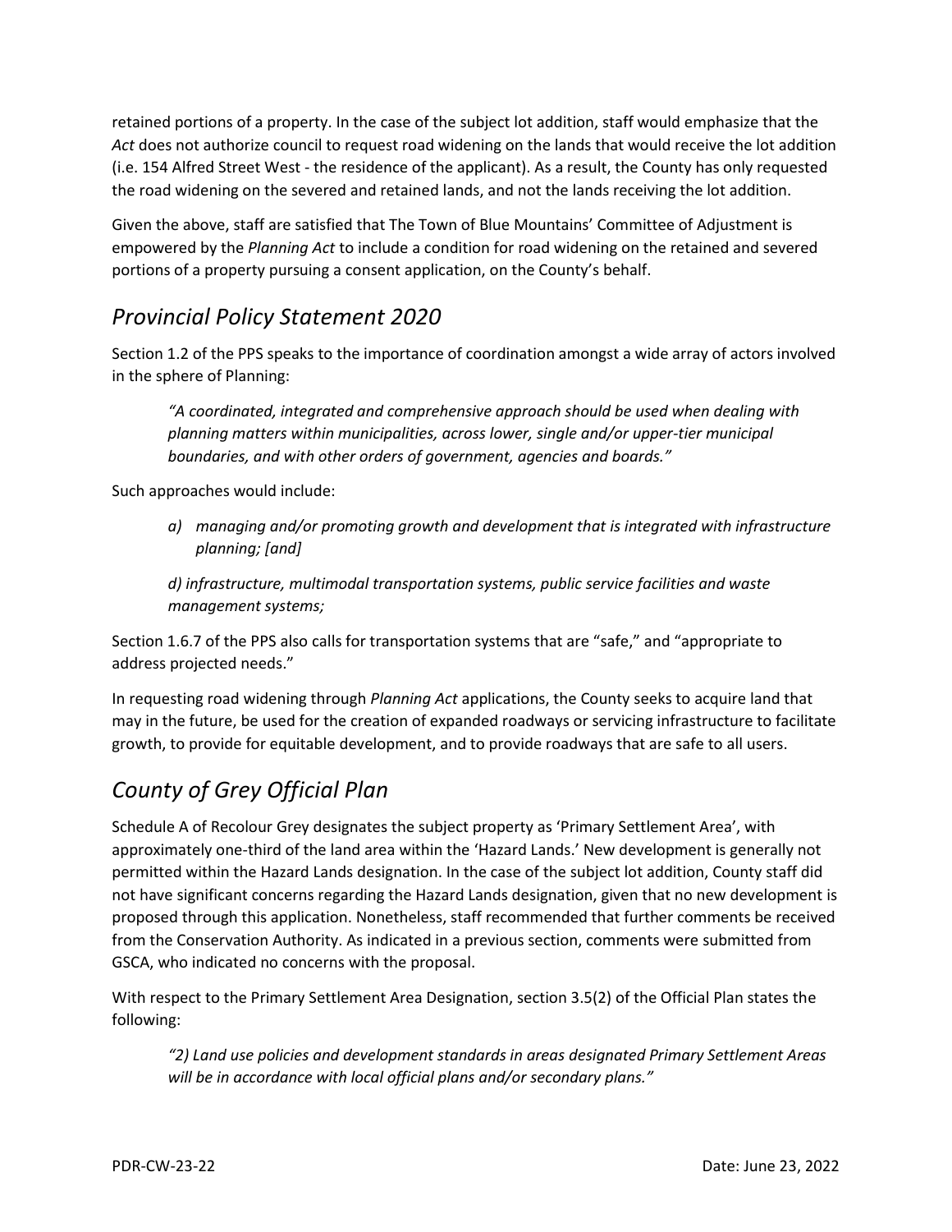retained portions of a property. In the case of the subject lot addition, staff would emphasize that the *Act* does not authorize council to request road widening on the lands that would receive the lot addition (i.e. 154 Alfred Street West - the residence of the applicant). As a result, the County has only requested the road widening on the severed and retained lands, and not the lands receiving the lot addition.

Given the above, staff are satisfied that The Town of Blue Mountains' Committee of Adjustment is empowered by the *Planning Act* to include a condition for road widening on the retained and severed portions of a property pursuing a consent application, on the County's behalf.

## *Provincial Policy Statement 2020*

Section 1.2 of the PPS speaks to the importance of coordination amongst a wide array of actors involved in the sphere of Planning:

> *"A coordinated, integrated and comprehensive approach should be used when dealing with planning matters within municipalities, across lower, single and/or upper-tier municipal boundaries, and with other orders of government, agencies and boards."*

Such approaches would include:

> *a) managing and/or promoting growth and development that is integrated with infrastructure planning; [and]*
>
> *d) infrastructure, multimodal transportation systems, public service facilities and waste management systems;*

Section 1.6.7 of the PPS also calls for transportation systems that are "safe," and "appropriate to address projected needs."

In requesting road widening through *Planning Act* applications, the County seeks to acquire land that may in the future, be used for the creation of expanded roadways or servicing infrastructure to facilitate growth, to provide for equitable development, and to provide roadways that are safe to all users.

## *County of Grey Official Plan*

Schedule A of Recolour Grey designates the subject property as 'Primary Settlement Area', with approximately one-third of the land area within the 'Hazard Lands.' New development is generally not permitted within the Hazard Lands designation. In the case of the subject lot addition, County staff did not have significant concerns regarding the Hazard Lands designation, given that no new development is proposed through this application. Nonetheless, staff recommended that further comments be received from the Conservation Authority. As indicated in a previous section, comments were submitted from GSCA, who indicated no concerns with the proposal.

With respect to the Primary Settlement Area Designation, section 3.5(2) of the Official Plan states the following:

> *"2) Land use policies and development standards in areas designated Primary Settlement Areas will be in accordance with local official plans and/or secondary plans."*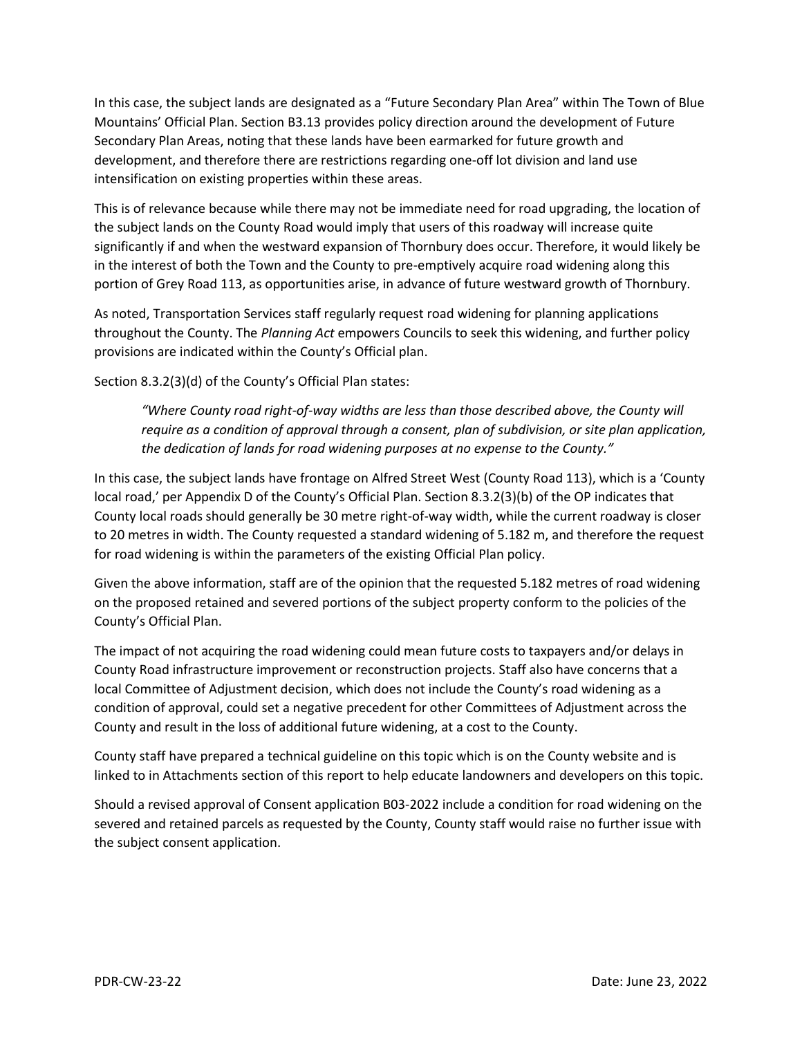In this case, the subject lands are designated as a "Future Secondary Plan Area" within The Town of Blue Mountains' Official Plan. Section B3.13 provides policy direction around the development of Future Secondary Plan Areas, noting that these lands have been earmarked for future growth and development, and therefore there are restrictions regarding one-off lot division and land use intensification on existing properties within these areas.

This is of relevance because while there may not be immediate need for road upgrading, the location of the subject lands on the County Road would imply that users of this roadway will increase quite significantly if and when the westward expansion of Thornbury does occur. Therefore, it would likely be in the interest of both the Town and the County to pre-emptively acquire road widening along this portion of Grey Road 113, as opportunities arise, in advance of future westward growth of Thornbury.

As noted, Transportation Services staff regularly request road widening for planning applications throughout the County. The *Planning Act* empowers Councils to seek this widening, and further policy provisions are indicated within the County's Official plan.

Section 8.3.2(3)(d) of the County's Official Plan states:

> *"Where County road right-of-way widths are less than those described above, the County will require as a condition of approval through a consent, plan of subdivision, or site plan application, the dedication of lands for road widening purposes at no expense to the County."*

In this case, the subject lands have frontage on Alfred Street West (County Road 113), which is a 'County local road,' per Appendix D of the County's Official Plan. Section 8.3.2(3)(b) of the OP indicates that County local roads should generally be 30 metre right-of-way width, while the current roadway is closer to 20 metres in width. The County requested a standard widening of 5.182 m, and therefore the request for road widening is within the parameters of the existing Official Plan policy.

Given the above information, staff are of the opinion that the requested 5.182 metres of road widening on the proposed retained and severed portions of the subject property conform to the policies of the County's Official Plan.

The impact of not acquiring the road widening could mean future costs to taxpayers and/or delays in County Road infrastructure improvement or reconstruction projects. Staff also have concerns that a local Committee of Adjustment decision, which does not include the County's road widening as a condition of approval, could set a negative precedent for other Committees of Adjustment across the County and result in the loss of additional future widening, at a cost to the County.

County staff have prepared a technical guideline on this topic which is on the County website and is linked to in Attachments section of this report to help educate landowners and developers on this topic.

Should a revised approval of Consent application B03-2022 include a condition for road widening on the severed and retained parcels as requested by the County, County staff would raise no further issue with the subject consent application.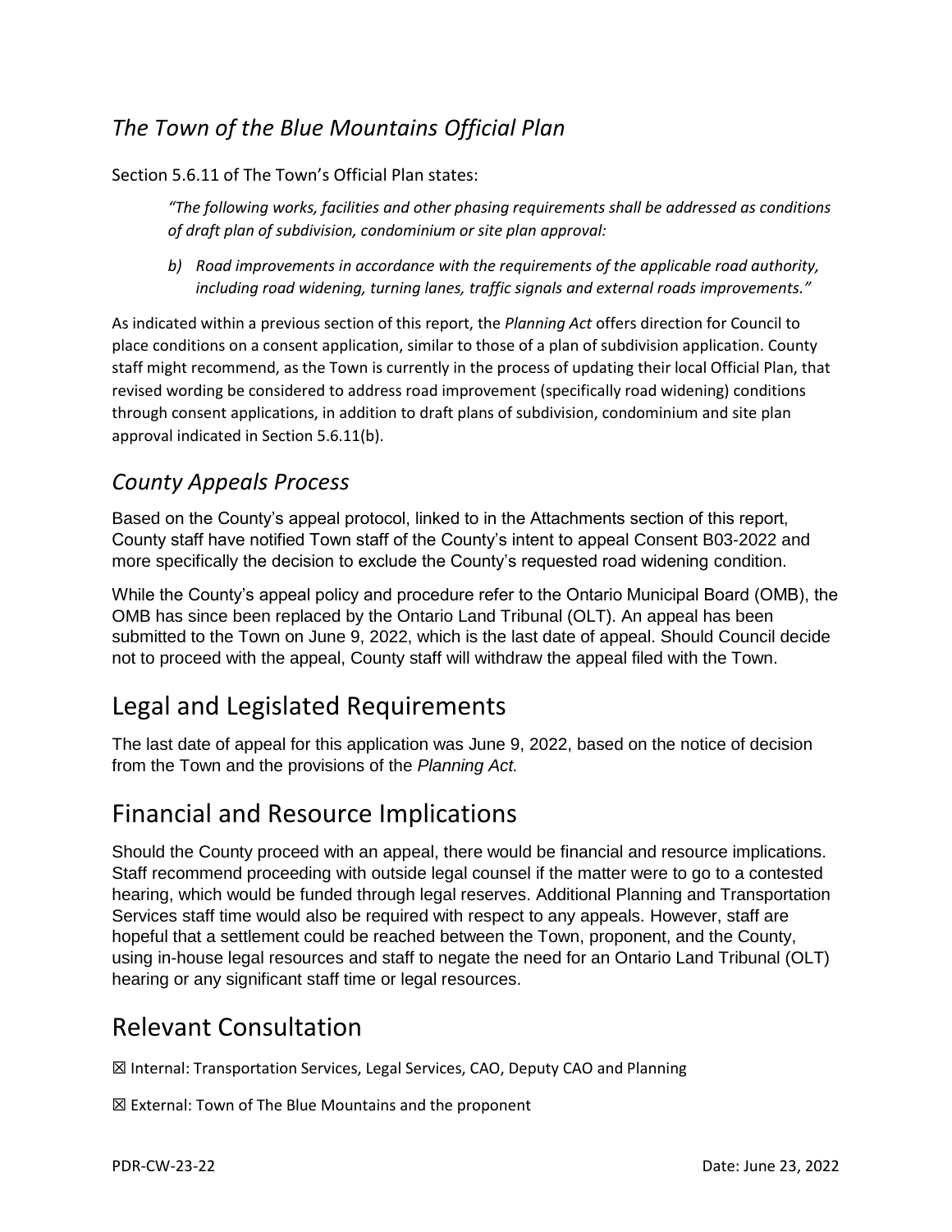## *The Town of the Blue Mountains Official Plan*

Section 5.6.11 of The Town's Official Plan states:

> *"The following works, facilities and other phasing requirements shall be addressed as conditions of draft plan of subdivision, condominium or site plan approval:*
>
> *b) Road improvements in accordance with the requirements of the applicable road authority, including road widening, turning lanes, traffic signals and external roads improvements."*

As indicated within a previous section of this report, the *Planning Act* offers direction for Council to place conditions on a consent application, similar to those of a plan of subdivision application. County staff might recommend, as the Town is currently in the process of updating their local Official Plan, that revised wording be considered to address road improvement (specifically road widening) conditions through consent applications, in addition to draft plans of subdivision, condominium and site plan approval indicated in Section 5.6.11(b).

## *County Appeals Process*

Based on the County's appeal protocol, linked to in the Attachments section of this report, County staff have notified Town staff of the County's intent to appeal Consent B03-2022 and more specifically the decision to exclude the County's requested road widening condition.

While the County's appeal policy and procedure refer to the Ontario Municipal Board (OMB), the OMB has since been replaced by the Ontario Land Tribunal (OLT). An appeal has been submitted to the Town on June 9, 2022, which is the last date of appeal. Should Council decide not to proceed with the appeal, County staff will withdraw the appeal filed with the Town.

# Legal and Legislated Requirements

The last date of appeal for this application was June 9, 2022, based on the notice of decision from the Town and the provisions of the *Planning Act.*

# Financial and Resource Implications

Should the County proceed with an appeal, there would be financial and resource implications. Staff recommend proceeding with outside legal counsel if the matter were to go to a contested hearing, which would be funded through legal reserves. Additional Planning and Transportation Services staff time would also be required with respect to any appeals. However, staff are hopeful that a settlement could be reached between the Town, proponent, and the County, using in-house legal resources and staff to negate the need for an Ontario Land Tribunal (OLT) hearing or any significant staff time or legal resources.

# Relevant Consultation

☒ Internal: Transportation Services, Legal Services, CAO, Deputy CAO and Planning

☒ External: Town of The Blue Mountains and the proponent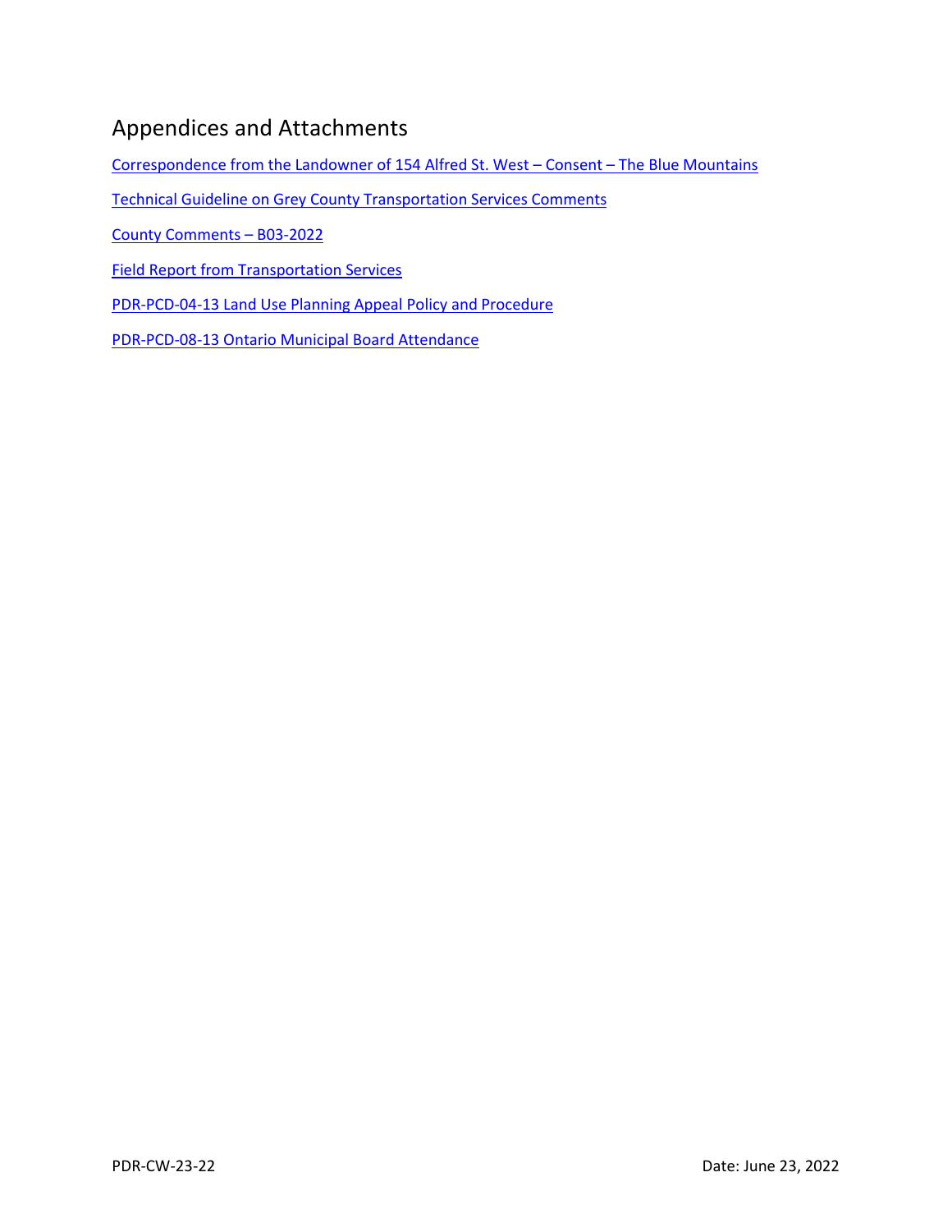## Appendices and Attachments

Correspondence from the Landowner of 154 Alfred St. West – Consent – The Blue Mountains

Technical Guideline on Grey County Transportation Services Comments

County Comments – B03-2022

Field Report from Transportation Services

PDR-PCD-04-13 Land Use Planning Appeal Policy and Procedure

PDR-PCD-08-13 Ontario Municipal Board Attendance